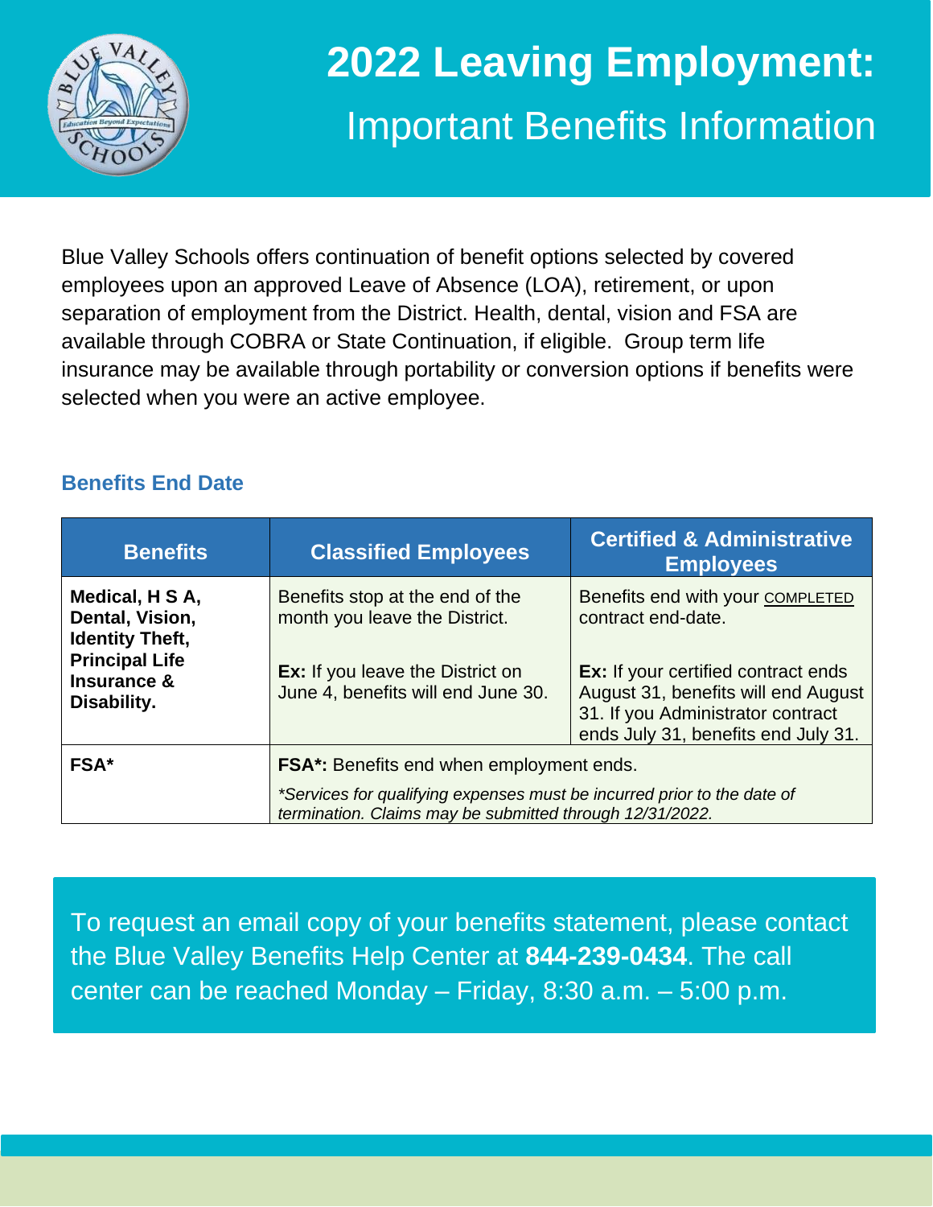# 2022 Leaving Employment:

## Important Benefits Information

Blue Valley Schools offers continuation of benefit options selected by covered employees upon an approved Leave of Absence (LOA), retirement, or upon separation of employment from the District. Health, dental, vision and FSA are available through COBRA or State Continuation, if eligible. Group term life insurance may be available through portability or conversion options if benefits were selected when you were an active employee.

### Benefits End Date

| Benefits | Classified Employees | Certified & Administrative Employees |
|---|---|---|
| **Medical, H S A, Dental, Vision, Identity Theft, Principal Life Insurance & Disability.** | Benefits stop at the end of the month you leave the District.<br><br>**Ex:** If you leave the District on June 4, benefits will end June 30. | Benefits end with your COMPLETED contract end-date.<br><br>**Ex:** If your certified contract ends August 31, benefits will end August 31. If you Administrator contract ends July 31, benefits end July 31. |
| **FSA*** | **FSA*:** Benefits end when employment ends.<br><br>*\*Services for qualifying expenses must be incurred prior to the date of termination. Claims may be submitted through 12/31/2022.* | |

To request an email copy of your benefits statement, please contact the Blue Valley Benefits Help Center at **844-239-0434**. The call center can be reached Monday – Friday, 8:30 a.m. – 5:00 p.m.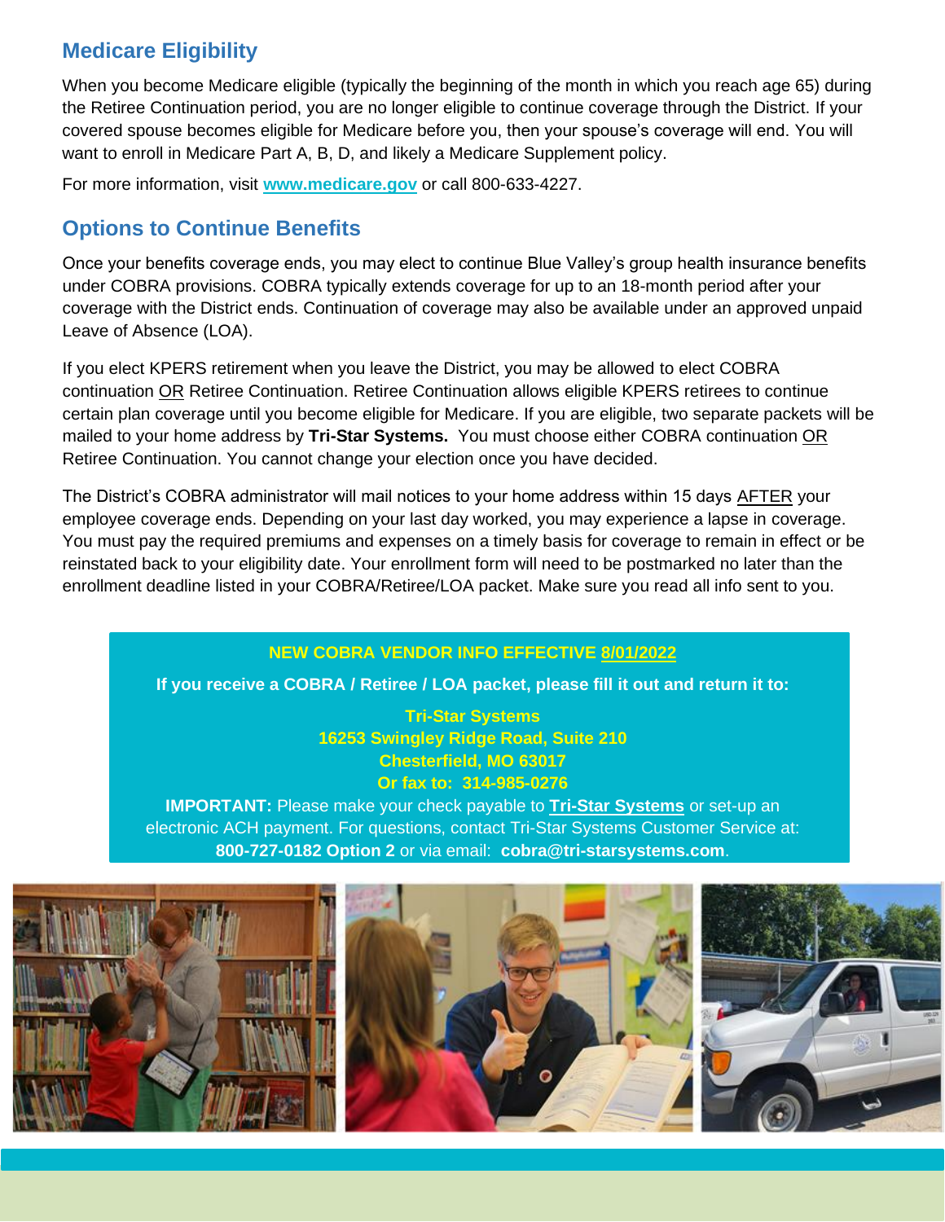## Medicare Eligibility

When you become Medicare eligible (typically the beginning of the month in which you reach age 65) during the Retiree Continuation period, you are no longer eligible to continue coverage through the District. If your covered spouse becomes eligible for Medicare before you, then your spouse's coverage will end. You will want to enroll in Medicare Part A, B, D, and likely a Medicare Supplement policy.

For more information, visit **www.medicare.gov** or call 800-633-4227.

## Options to Continue Benefits

Once your benefits coverage ends, you may elect to continue Blue Valley's group health insurance benefits under COBRA provisions. COBRA typically extends coverage for up to an 18-month period after your coverage with the District ends. Continuation of coverage may also be available under an approved unpaid Leave of Absence (LOA).

If you elect KPERS retirement when you leave the District, you may be allowed to elect COBRA continuation OR Retiree Continuation. Retiree Continuation allows eligible KPERS retirees to continue certain plan coverage until you become eligible for Medicare. If you are eligible, two separate packets will be mailed to your home address by **Tri-Star Systems.** You must choose either COBRA continuation OR Retiree Continuation. You cannot change your election once you have decided.

The District's COBRA administrator will mail notices to your home address within 15 days AFTER your employee coverage ends. Depending on your last day worked, you may experience a lapse in coverage. You must pay the required premiums and expenses on a timely basis for coverage to remain in effect or be reinstated back to your eligibility date. Your enrollment form will need to be postmarked no later than the enrollment deadline listed in your COBRA/Retiree/LOA packet. Make sure you read all info sent to you.

**NEW COBRA VENDOR INFO EFFECTIVE 8/01/2022**

**If you receive a COBRA / Retiree / LOA packet, please fill it out and return it to:**

**Tri-Star Systems**
**16253 Swingley Ridge Road, Suite 210**
**Chesterfield, MO 63017**
**Or fax to: 314-985-0276**

**IMPORTANT:** Please make your check payable to **Tri-Star Systems** or set-up an electronic ACH payment. For questions, contact Tri-Star Systems Customer Service at: **800-727-0182 Option 2** or via email: **cobra@tri-starsystems.com**.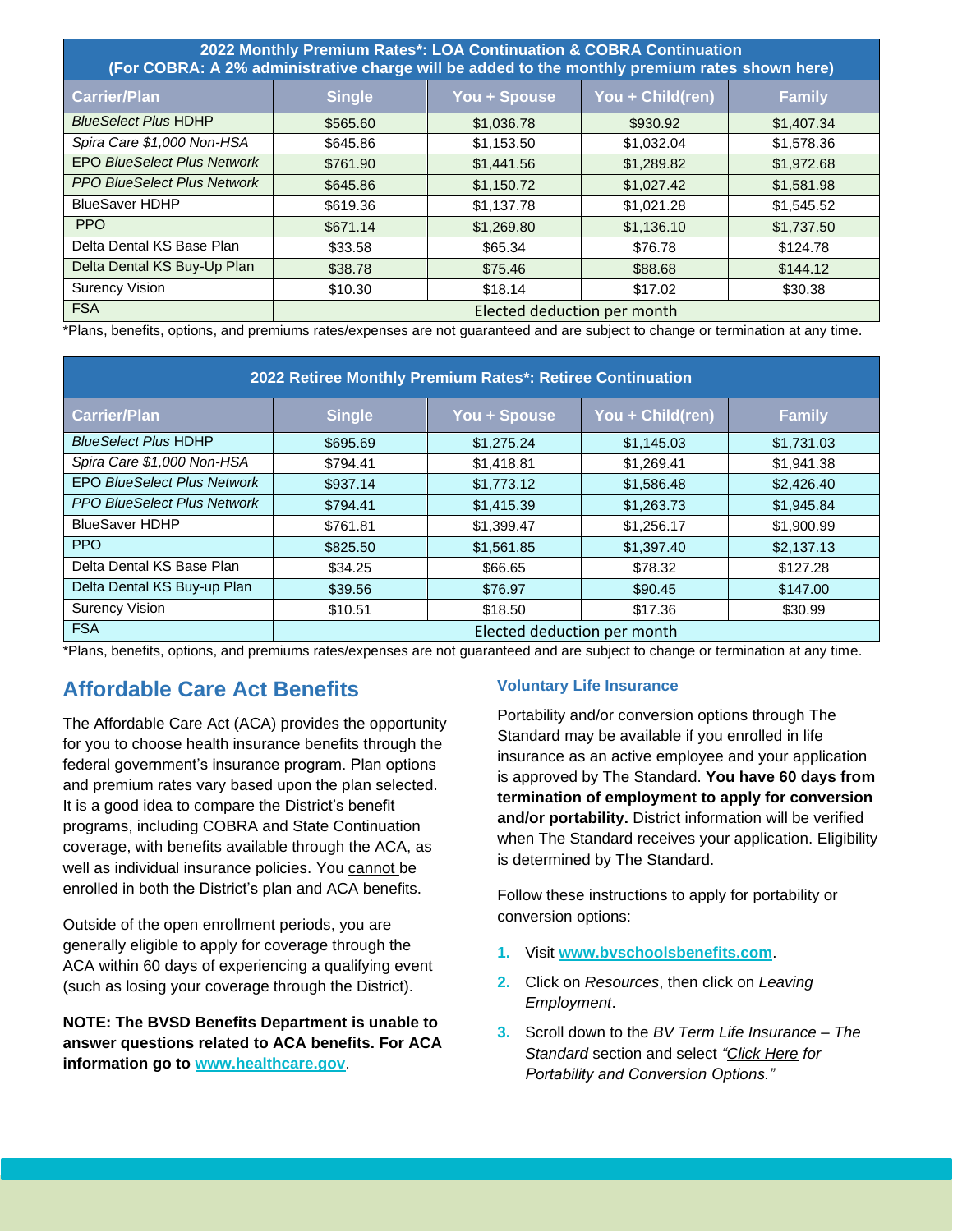| 2022 Monthly Premium Rates*: LOA Continuation & COBRA Continuation (For COBRA: A 2% administrative charge will be added to the monthly premium rates shown here) | | | | |
|---|---|---|---|---|
| **Carrier/Plan** | **Single** | **You + Spouse** | **You + Child(ren)** | **Family** |
| *BlueSelect Plus* HDHP | $565.60 | $1,036.78 | $930.92 | $1,407.34 |
| *Spira Care $1,000 Non-HSA* | $645.86 | $1,153.50 | $1,032.04 | $1,578.36 |
| EPO *BlueSelect Plus Network* | $761.90 | $1,441.56 | $1,289.82 | $1,972.68 |
| *PPO BlueSelect Plus Network* | $645.86 | $1,150.72 | $1,027.42 | $1,581.98 |
| BlueSaver HDHP | $619.36 | $1,137.78 | $1,021.28 | $1,545.52 |
| PPO | $671.14 | $1,269.80 | $1,136.10 | $1,737.50 |
| Delta Dental KS Base Plan | $33.58 | $65.34 | $76.78 | $124.78 |
| Delta Dental KS Buy-Up Plan | $38.78 | $75.46 | $88.68 | $144.12 |
| Surency Vision | $10.30 | $18.14 | $17.02 | $30.38 |
| FSA | Elected deduction per month | | | |

*Plans, benefits, options, and premiums rates/expenses are not guaranteed and are subject to change or termination at any time.

| 2022 Retiree Monthly Premium Rates*: Retiree Continuation | | | | |
|---|---|---|---|---|
| **Carrier/Plan** | **Single** | **You + Spouse** | **You + Child(ren)** | **Family** |
| *BlueSelect Plus* HDHP | $695.69 | $1,275.24 | $1,145.03 | $1,731.03 |
| *Spira Care $1,000 Non-HSA* | $794.41 | $1,418.81 | $1,269.41 | $1,941.38 |
| EPO *BlueSelect Plus Network* | $937.14 | $1,773.12 | $1,586.48 | $2,426.40 |
| *PPO BlueSelect Plus Network* | $794.41 | $1,415.39 | $1,263.73 | $1,945.84 |
| BlueSaver HDHP | $761.81 | $1,399.47 | $1,256.17 | $1,900.99 |
| PPO | $825.50 | $1,561.85 | $1,397.40 | $2,137.13 |
| Delta Dental KS Base Plan | $34.25 | $66.65 | $78.32 | $127.28 |
| Delta Dental KS Buy-up Plan | $39.56 | $76.97 | $90.45 | $147.00 |
| Surency Vision | $10.51 | $18.50 | $17.36 | $30.99 |
| FSA | Elected deduction per month | | | |

*Plans, benefits, options, and premiums rates/expenses are not guaranteed and are subject to change or termination at any time.

## Affordable Care Act Benefits

The Affordable Care Act (ACA) provides the opportunity for you to choose health insurance benefits through the federal government's insurance program. Plan options and premium rates vary based upon the plan selected. It is a good idea to compare the District's benefit programs, including COBRA and State Continuation coverage, with benefits available through the ACA, as well as individual insurance policies. You cannot be enrolled in both the District's plan and ACA benefits.

Outside of the open enrollment periods, you are generally eligible to apply for coverage through the ACA within 60 days of experiencing a qualifying event (such as losing your coverage through the District).

**NOTE: The BVSD Benefits Department is unable to answer questions related to ACA benefits. For ACA information go to www.healthcare.gov.**

### Voluntary Life Insurance

Portability and/or conversion options through The Standard may be available if you enrolled in life insurance as an active employee and your application is approved by The Standard. **You have 60 days from termination of employment to apply for conversion and/or portability.** District information will be verified when The Standard receives your application. Eligibility is determined by The Standard.

Follow these instructions to apply for portability or conversion options:

1. Visit www.bvschoolsbenefits.com.
2. Click on *Resources*, then click on *Leaving Employment*.
3. Scroll down to the *BV Term Life Insurance – The Standard* section and select *"Click Here for Portability and Conversion Options."*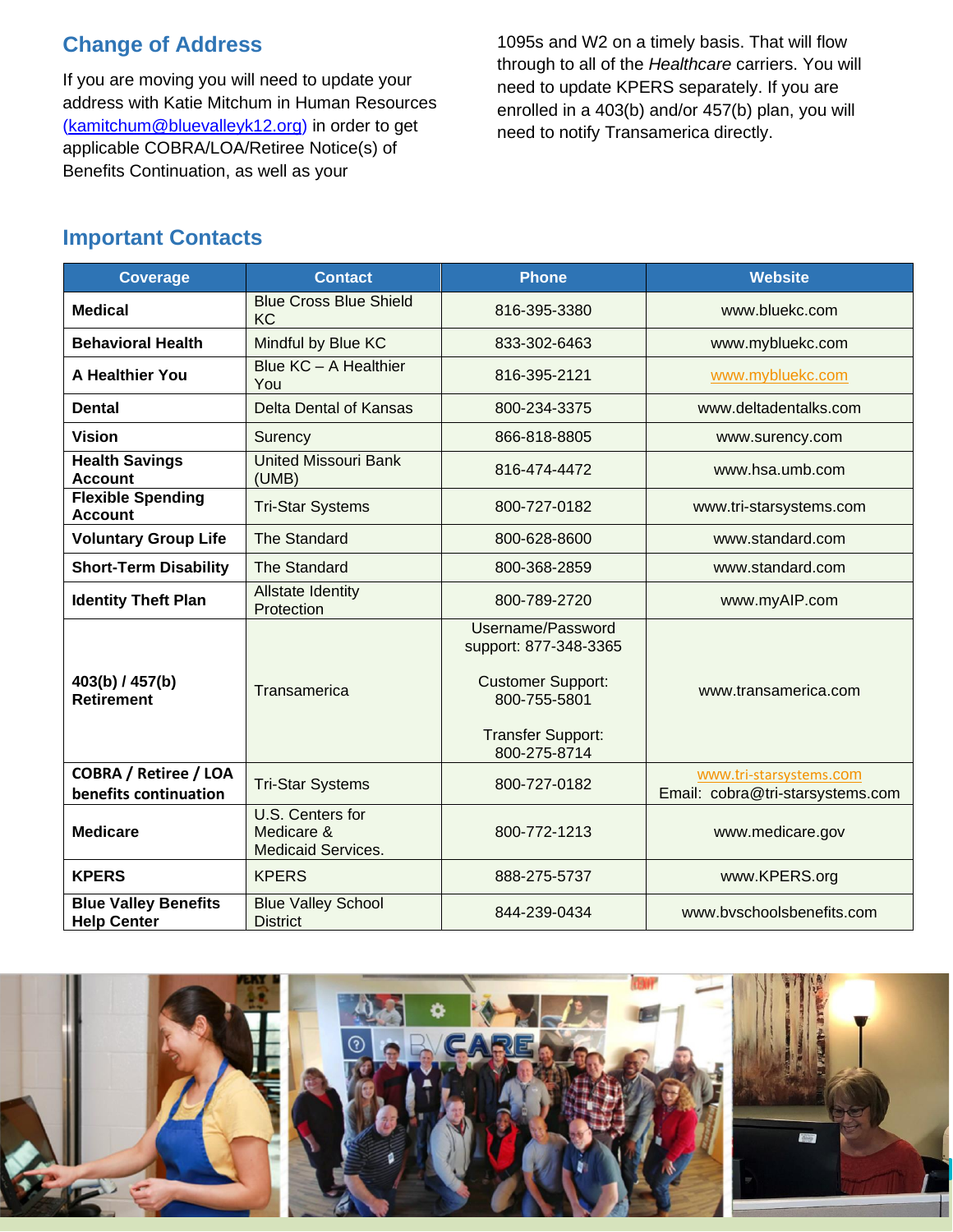## Change of Address

If you are moving you will need to update your address with Katie Mitchum in Human Resources (kamitchum@bluevalleyk12.org) in order to get applicable COBRA/LOA/Retiree Notice(s) of Benefits Continuation, as well as your 1095s and W2 on a timely basis. That will flow through to all of the *Healthcare* carriers. You will need to update KPERS separately. If you are enrolled in a 403(b) and/or 457(b) plan, you will need to notify Transamerica directly.

## Important Contacts

| Coverage | Contact | Phone | Website |
|---|---|---|---|
| **Medical** | Blue Cross Blue Shield KC | 816-395-3380 | www.bluekc.com |
| **Behavioral Health** | Mindful by Blue KC | 833-302-6463 | www.mybluekc.com |
| **A Healthier You** | Blue KC – A Healthier You | 816-395-2121 | www.mybluekc.com |
| **Dental** | Delta Dental of Kansas | 800-234-3375 | www.deltadentalks.com |
| **Vision** | Surency | 866-818-8805 | www.surency.com |
| **Health Savings Account** | United Missouri Bank (UMB) | 816-474-4472 | www.hsa.umb.com |
| **Flexible Spending Account** | Tri-Star Systems | 800-727-0182 | www.tri-starsystems.com |
| **Voluntary Group Life** | The Standard | 800-628-8600 | www.standard.com |
| **Short-Term Disability** | The Standard | 800-368-2859 | www.standard.com |
| **Identity Theft Plan** | Allstate Identity Protection | 800-789-2720 | www.myAIP.com |
| **403(b) / 457(b) Retirement** | Transamerica | Username/Password support: 877-348-3365<br><br>Customer Support: 800-755-5801<br><br>Transfer Support: 800-275-8714 | www.transamerica.com |
| **COBRA / Retiree / LOA benefits continuation** | Tri-Star Systems | 800-727-0182 | www.tri-starsystems.com<br>Email: cobra@tri-starsystems.com |
| **Medicare** | U.S. Centers for Medicare & Medicaid Services. | 800-772-1213 | www.medicare.gov |
| **KPERS** | KPERS | 888-275-5737 | www.KPERS.org |
| **Blue Valley Benefits Help Center** | Blue Valley School District | 844-239-0434 | www.bvschoolsbenefits.com |